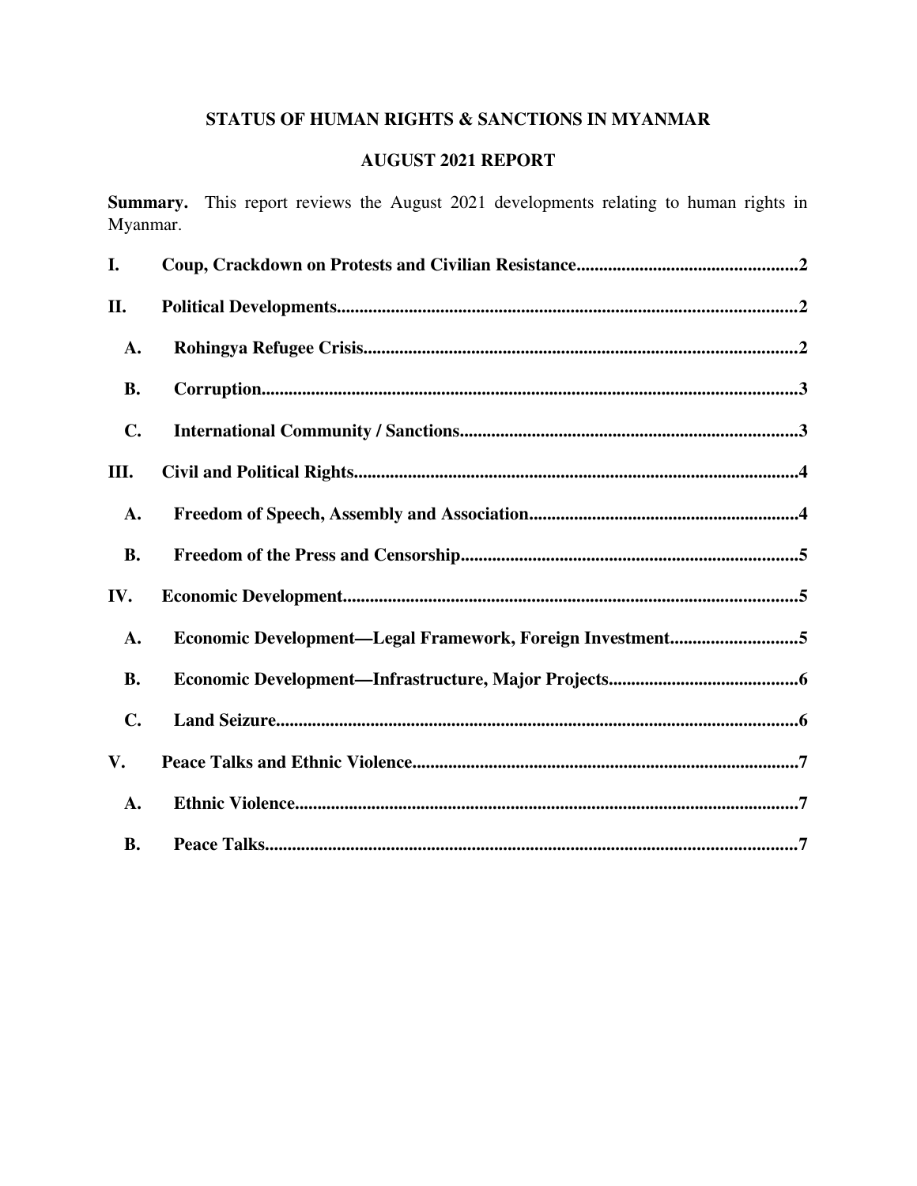# STATUS OF HUMAN RIGHTS & SANCTIONS IN MYANMAR

## AUGUST 2021 REPORT

**Summary.** This report reviews the August 2021 developments relating to human rights in Myanmar.

**I. Coup, Crackdown on Protests and Civilian Resistance** ........ 2

**II. Political Developments** ........ 2

- **A. Rohingya Refugee Crisis** ........ 2
- **B. Corruption** ........ 3
- **C. International Community / Sanctions** ........ 3

**III. Civil and Political Rights** ........ 4

- **A. Freedom of Speech, Assembly and Association** ........ 4
- **B. Freedom of the Press and Censorship** ........ 5

**IV. Economic Development** ........ 5

- **A. Economic Development—Legal Framework, Foreign Investment** ........ 5
- **B. Economic Development—Infrastructure, Major Projects** ........ 6
- **C. Land Seizure** ........ 6

**V. Peace Talks and Ethnic Violence** ........ 7

- **A. Ethnic Violence** ........ 7
- **B. Peace Talks** ........ 7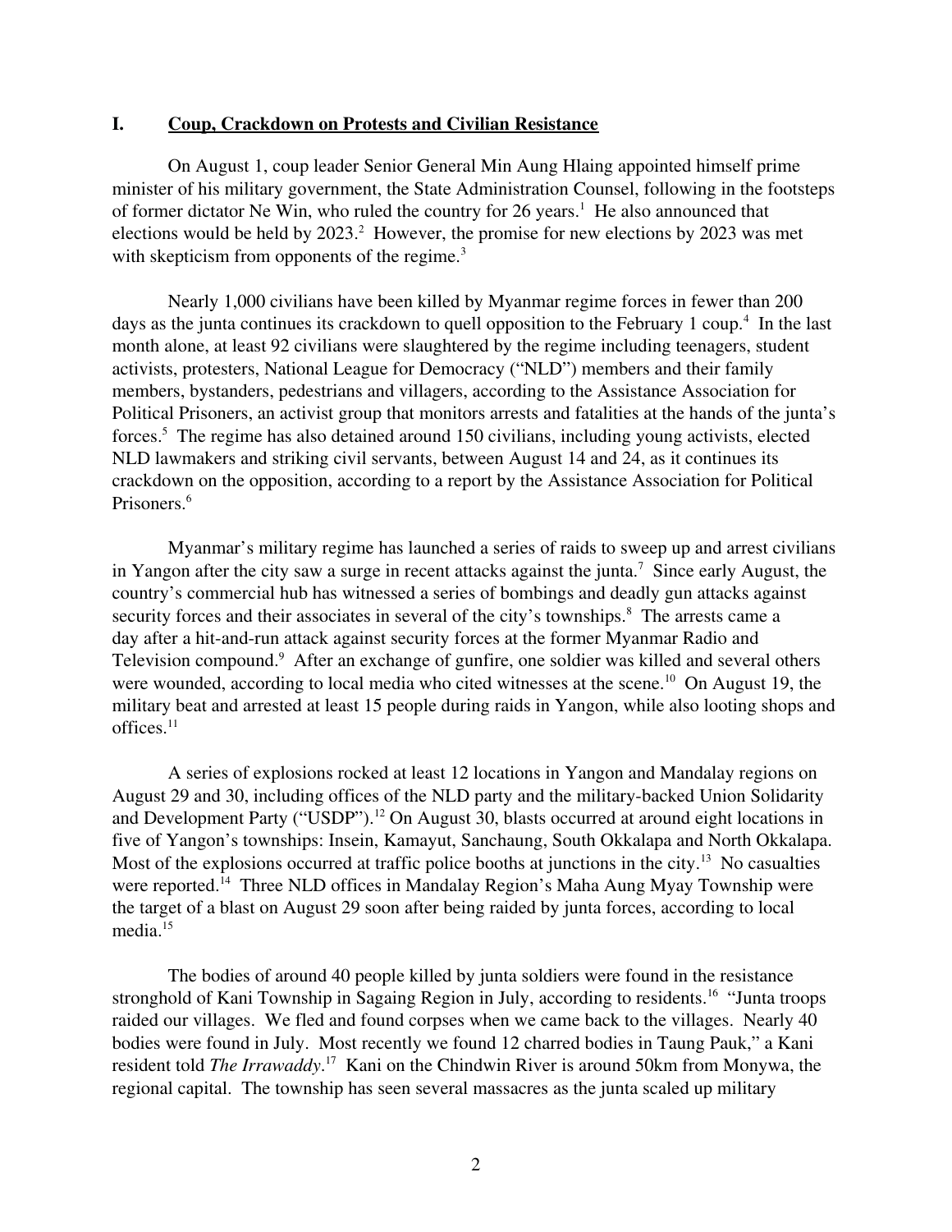## I. Coup, Crackdown on Protests and Civilian Resistance

On August 1, coup leader Senior General Min Aung Hlaing appointed himself prime minister of his military government, the State Administration Counsel, following in the footsteps of former dictator Ne Win, who ruled the country for 26 years.[1] He also announced that elections would be held by 2023.[2] However, the promise for new elections by 2023 was met with skepticism from opponents of the regime.[3]

Nearly 1,000 civilians have been killed by Myanmar regime forces in fewer than 200 days as the junta continues its crackdown to quell opposition to the February 1 coup.[4] In the last month alone, at least 92 civilians were slaughtered by the regime including teenagers, student activists, protesters, National League for Democracy ("NLD") members and their family members, bystanders, pedestrians and villagers, according to the Assistance Association for Political Prisoners, an activist group that monitors arrests and fatalities at the hands of the junta's forces.[5] The regime has also detained around 150 civilians, including young activists, elected NLD lawmakers and striking civil servants, between August 14 and 24, as it continues its crackdown on the opposition, according to a report by the Assistance Association for Political Prisoners.[6]

Myanmar's military regime has launched a series of raids to sweep up and arrest civilians in Yangon after the city saw a surge in recent attacks against the junta.[7] Since early August, the country's commercial hub has witnessed a series of bombings and deadly gun attacks against security forces and their associates in several of the city's townships.[8] The arrests came a day after a hit-and-run attack against security forces at the former Myanmar Radio and Television compound.[9] After an exchange of gunfire, one soldier was killed and several others were wounded, according to local media who cited witnesses at the scene.[10] On August 19, the military beat and arrested at least 15 people during raids in Yangon, while also looting shops and offices.[11]

A series of explosions rocked at least 12 locations in Yangon and Mandalay regions on August 29 and 30, including offices of the NLD party and the military-backed Union Solidarity and Development Party ("USDP").[12] On August 30, blasts occurred at around eight locations in five of Yangon's townships: Insein, Kamayut, Sanchaung, South Okkalapa and North Okkalapa. Most of the explosions occurred at traffic police booths at junctions in the city.[13] No casualties were reported.[14] Three NLD offices in Mandalay Region's Maha Aung Myay Township were the target of a blast on August 29 soon after being raided by junta forces, according to local media.[15]

The bodies of around 40 people killed by junta soldiers were found in the resistance stronghold of Kani Township in Sagaing Region in July, according to residents.[16] "Junta troops raided our villages. We fled and found corpses when we came back to the villages. Nearly 40 bodies were found in July. Most recently we found 12 charred bodies in Taung Pauk," a Kani resident told *The Irrawaddy*.[17] Kani on the Chindwin River is around 50km from Monywa, the regional capital. The township has seen several massacres as the junta scaled up military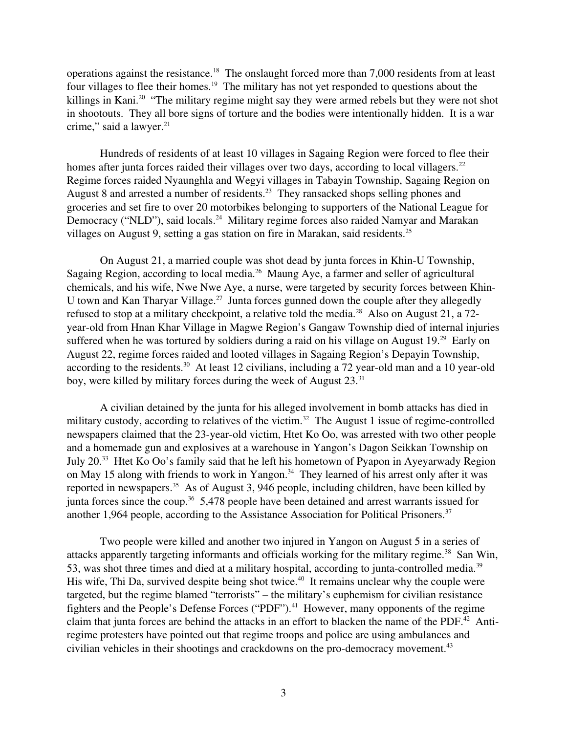operations against the resistance.[18] The onslaught forced more than 7,000 residents from at least four villages to flee their homes.[19] The military has not yet responded to questions about the killings in Kani.[20] "The military regime might say they were armed rebels but they were not shot in shootouts. They all bore signs of torture and the bodies were intentionally hidden. It is a war crime," said a lawyer.[21]

Hundreds of residents of at least 10 villages in Sagaing Region were forced to flee their homes after junta forces raided their villages over two days, according to local villagers.[22] Regime forces raided Nyaunghla and Wegyi villages in Tabayin Township, Sagaing Region on August 8 and arrested a number of residents.[23] They ransacked shops selling phones and groceries and set fire to over 20 motorbikes belonging to supporters of the National League for Democracy ("NLD"), said locals.[24] Military regime forces also raided Namyar and Marakan villages on August 9, setting a gas station on fire in Marakan, said residents.[25]

On August 21, a married couple was shot dead by junta forces in Khin-U Township, Sagaing Region, according to local media.[26] Maung Aye, a farmer and seller of agricultural chemicals, and his wife, Nwe Nwe Aye, a nurse, were targeted by security forces between Khin-U town and Kan Tharyar Village.[27] Junta forces gunned down the couple after they allegedly refused to stop at a military checkpoint, a relative told the media.[28] Also on August 21, a 72-year-old from Hnan Khar Village in Magwe Region's Gangaw Township died of internal injuries suffered when he was tortured by soldiers during a raid on his village on August 19.[29] Early on August 22, regime forces raided and looted villages in Sagaing Region's Depayin Township, according to the residents.[30] At least 12 civilians, including a 72 year-old man and a 10 year-old boy, were killed by military forces during the week of August 23.[31]

A civilian detained by the junta for his alleged involvement in bomb attacks has died in military custody, according to relatives of the victim.[32] The August 1 issue of regime-controlled newspapers claimed that the 23-year-old victim, Htet Ko Oo, was arrested with two other people and a homemade gun and explosives at a warehouse in Yangon's Dagon Seikkan Township on July 20.[33] Htet Ko Oo's family said that he left his hometown of Pyapon in Ayeyarwady Region on May 15 along with friends to work in Yangon.[34] They learned of his arrest only after it was reported in newspapers.[35] As of August 3, 946 people, including children, have been killed by junta forces since the coup.[36] 5,478 people have been detained and arrest warrants issued for another 1,964 people, according to the Assistance Association for Political Prisoners.[37]

Two people were killed and another two injured in Yangon on August 5 in a series of attacks apparently targeting informants and officials working for the military regime.[38] San Win, 53, was shot three times and died at a military hospital, according to junta-controlled media.[39] His wife, Thi Da, survived despite being shot twice.[40] It remains unclear why the couple were targeted, but the regime blamed "terrorists" – the military's euphemism for civilian resistance fighters and the People's Defense Forces ("PDF").[41] However, many opponents of the regime claim that junta forces are behind the attacks in an effort to blacken the name of the PDF.[42] Anti-regime protesters have pointed out that regime troops and police are using ambulances and civilian vehicles in their shootings and crackdowns on the pro-democracy movement.[43]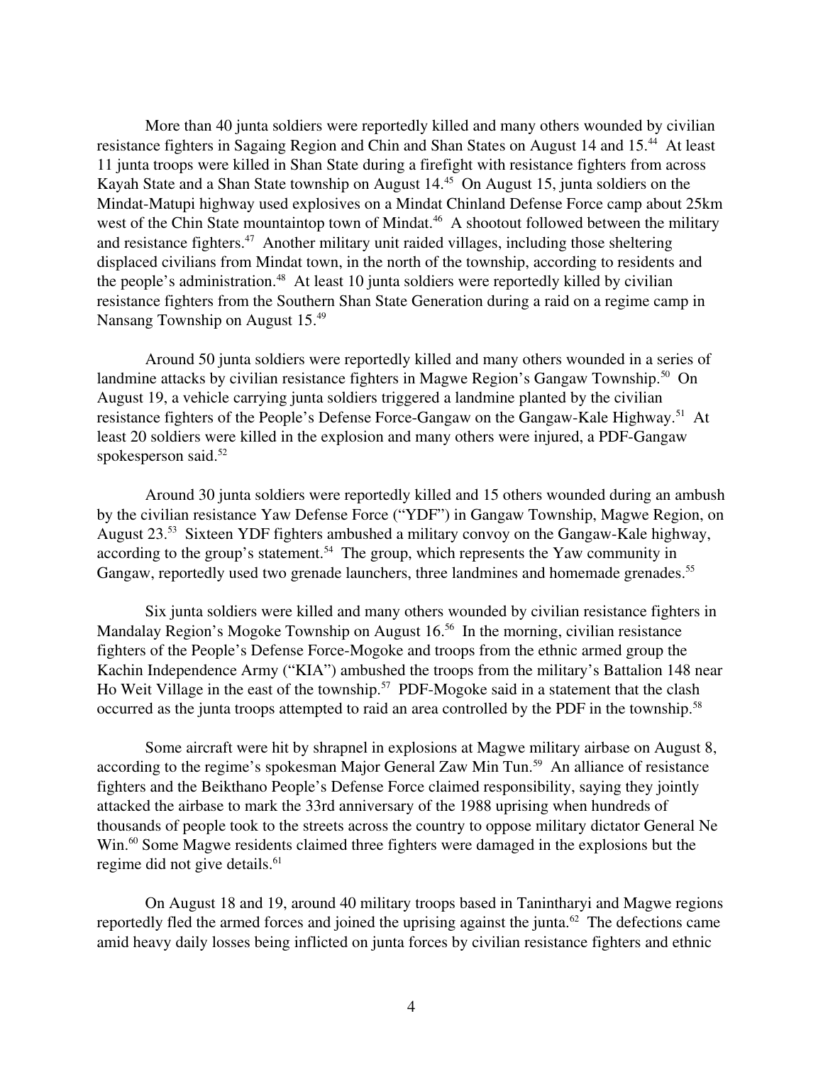More than 40 junta soldiers were reportedly killed and many others wounded by civilian resistance fighters in Sagaing Region and Chin and Shan States on August 14 and 15.[44] At least 11 junta troops were killed in Shan State during a firefight with resistance fighters from across Kayah State and a Shan State township on August 14.[45] On August 15, junta soldiers on the Mindat-Matupi highway used explosives on a Mindat Chinland Defense Force camp about 25km west of the Chin State mountaintop town of Mindat.[46] A shootout followed between the military and resistance fighters.[47] Another military unit raided villages, including those sheltering displaced civilians from Mindat town, in the north of the township, according to residents and the people's administration.[48] At least 10 junta soldiers were reportedly killed by civilian resistance fighters from the Southern Shan State Generation during a raid on a regime camp in Nansang Township on August 15.[49]

Around 50 junta soldiers were reportedly killed and many others wounded in a series of landmine attacks by civilian resistance fighters in Magwe Region's Gangaw Township.[50] On August 19, a vehicle carrying junta soldiers triggered a landmine planted by the civilian resistance fighters of the People's Defense Force-Gangaw on the Gangaw-Kale Highway.[51] At least 20 soldiers were killed in the explosion and many others were injured, a PDF-Gangaw spokesperson said.[52]

Around 30 junta soldiers were reportedly killed and 15 others wounded during an ambush by the civilian resistance Yaw Defense Force ("YDF") in Gangaw Township, Magwe Region, on August 23.[53] Sixteen YDF fighters ambushed a military convoy on the Gangaw-Kale highway, according to the group's statement.[54] The group, which represents the Yaw community in Gangaw, reportedly used two grenade launchers, three landmines and homemade grenades.[55]

Six junta soldiers were killed and many others wounded by civilian resistance fighters in Mandalay Region's Mogoke Township on August 16.[56] In the morning, civilian resistance fighters of the People's Defense Force-Mogoke and troops from the ethnic armed group the Kachin Independence Army ("KIA") ambushed the troops from the military's Battalion 148 near Ho Weit Village in the east of the township.[57] PDF-Mogoke said in a statement that the clash occurred as the junta troops attempted to raid an area controlled by the PDF in the township.[58]

Some aircraft were hit by shrapnel in explosions at Magwe military airbase on August 8, according to the regime's spokesman Major General Zaw Min Tun.[59] An alliance of resistance fighters and the Beikthano People's Defense Force claimed responsibility, saying they jointly attacked the airbase to mark the 33rd anniversary of the 1988 uprising when hundreds of thousands of people took to the streets across the country to oppose military dictator General Ne Win.[60] Some Magwe residents claimed three fighters were damaged in the explosions but the regime did not give details.[61]

On August 18 and 19, around 40 military troops based in Tanintharyi and Magwe regions reportedly fled the armed forces and joined the uprising against the junta.[62] The defections came amid heavy daily losses being inflicted on junta forces by civilian resistance fighters and ethnic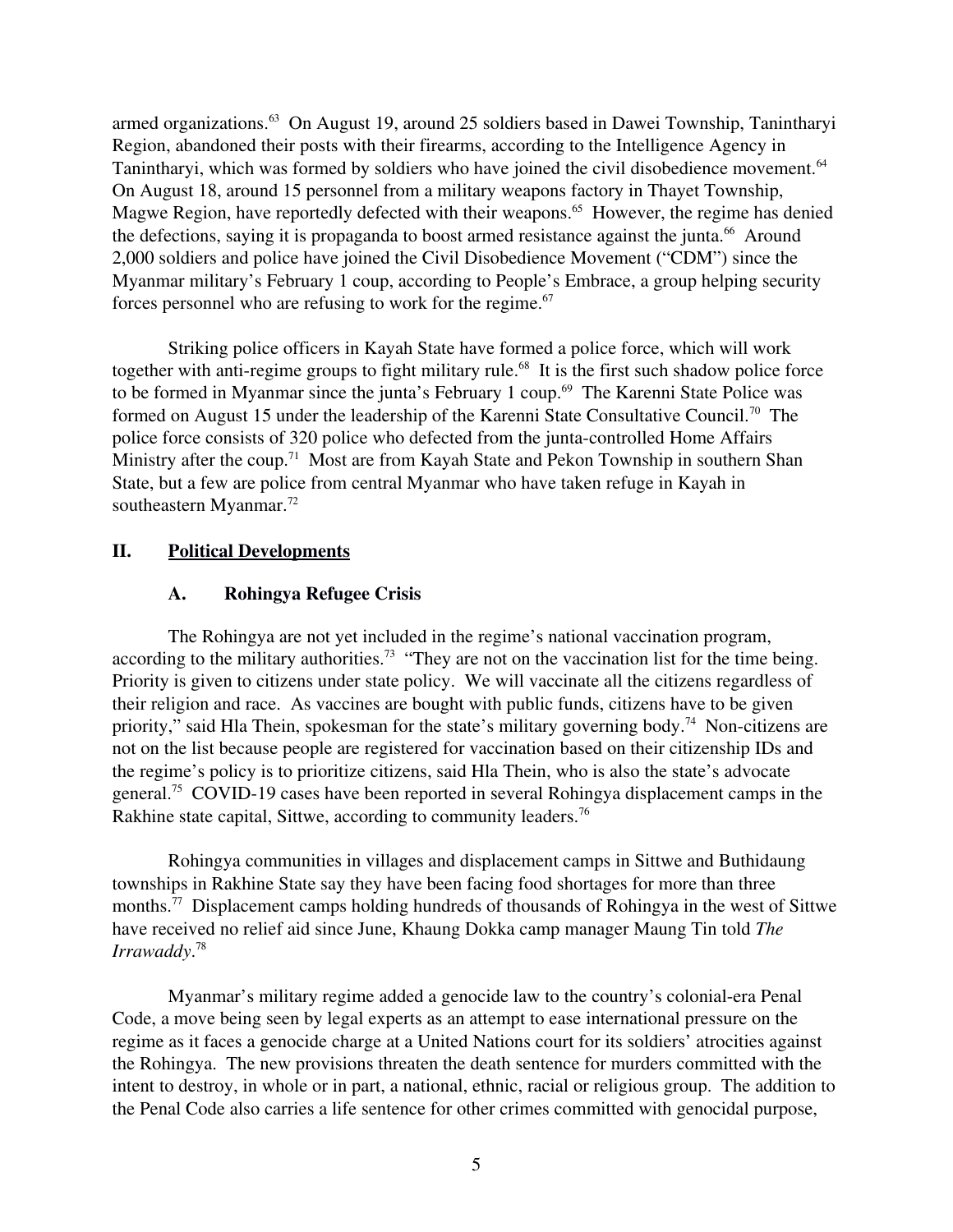armed organizations.[63] On August 19, around 25 soldiers based in Dawei Township, Tanintharyi Region, abandoned their posts with their firearms, according to the Intelligence Agency in Tanintharyi, which was formed by soldiers who have joined the civil disobedience movement.[64] On August 18, around 15 personnel from a military weapons factory in Thayet Township, Magwe Region, have reportedly defected with their weapons.[65] However, the regime has denied the defections, saying it is propaganda to boost armed resistance against the junta.[66] Around 2,000 soldiers and police have joined the Civil Disobedience Movement ("CDM") since the Myanmar military's February 1 coup, according to People's Embrace, a group helping security forces personnel who are refusing to work for the regime.[67]

Striking police officers in Kayah State have formed a police force, which will work together with anti-regime groups to fight military rule.[68] It is the first such shadow police force to be formed in Myanmar since the junta's February 1 coup.[69] The Karenni State Police was formed on August 15 under the leadership of the Karenni State Consultative Council.[70] The police force consists of 320 police who defected from the junta-controlled Home Affairs Ministry after the coup.[71] Most are from Kayah State and Pekon Township in southern Shan State, but a few are police from central Myanmar who have taken refuge in Kayah in southeastern Myanmar.[72]

## II. Political Developments

### A. Rohingya Refugee Crisis

The Rohingya are not yet included in the regime's national vaccination program, according to the military authorities.[73] "They are not on the vaccination list for the time being. Priority is given to citizens under state policy. We will vaccinate all the citizens regardless of their religion and race. As vaccines are bought with public funds, citizens have to be given priority," said Hla Thein, spokesman for the state's military governing body.[74] Non-citizens are not on the list because people are registered for vaccination based on their citizenship IDs and the regime's policy is to prioritize citizens, said Hla Thein, who is also the state's advocate general.[75] COVID-19 cases have been reported in several Rohingya displacement camps in the Rakhine state capital, Sittwe, according to community leaders.[76]

Rohingya communities in villages and displacement camps in Sittwe and Buthidaung townships in Rakhine State say they have been facing food shortages for more than three months.[77] Displacement camps holding hundreds of thousands of Rohingya in the west of Sittwe have received no relief aid since June, Khaung Dokka camp manager Maung Tin told *The Irrawaddy*.[78]

Myanmar's military regime added a genocide law to the country's colonial-era Penal Code, a move being seen by legal experts as an attempt to ease international pressure on the regime as it faces a genocide charge at a United Nations court for its soldiers' atrocities against the Rohingya. The new provisions threaten the death sentence for murders committed with the intent to destroy, in whole or in part, a national, ethnic, racial or religious group. The addition to the Penal Code also carries a life sentence for other crimes committed with genocidal purpose,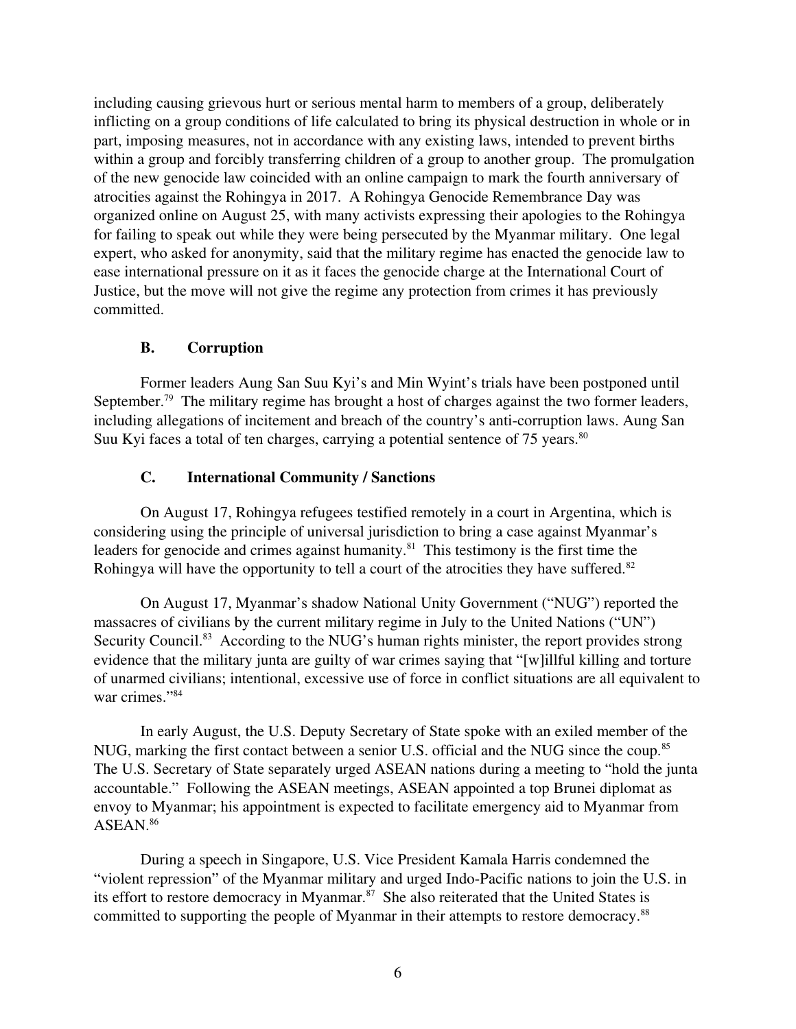including causing grievous hurt or serious mental harm to members of a group, deliberately inflicting on a group conditions of life calculated to bring its physical destruction in whole or in part, imposing measures, not in accordance with any existing laws, intended to prevent births within a group and forcibly transferring children of a group to another group. The promulgation of the new genocide law coincided with an online campaign to mark the fourth anniversary of atrocities against the Rohingya in 2017. A Rohingya Genocide Remembrance Day was organized online on August 25, with many activists expressing their apologies to the Rohingya for failing to speak out while they were being persecuted by the Myanmar military. One legal expert, who asked for anonymity, said that the military regime has enacted the genocide law to ease international pressure on it as it faces the genocide charge at the International Court of Justice, but the move will not give the regime any protection from crimes it has previously committed.

### B. Corruption

Former leaders Aung San Suu Kyi's and Min Wyint's trials have been postponed until September.[79] The military regime has brought a host of charges against the two former leaders, including allegations of incitement and breach of the country's anti-corruption laws. Aung San Suu Kyi faces a total of ten charges, carrying a potential sentence of 75 years.[80]

### C. International Community / Sanctions

On August 17, Rohingya refugees testified remotely in a court in Argentina, which is considering using the principle of universal jurisdiction to bring a case against Myanmar's leaders for genocide and crimes against humanity.[81] This testimony is the first time the Rohingya will have the opportunity to tell a court of the atrocities they have suffered.[82]

On August 17, Myanmar's shadow National Unity Government ("NUG") reported the massacres of civilians by the current military regime in July to the United Nations ("UN") Security Council.[83] According to the NUG's human rights minister, the report provides strong evidence that the military junta are guilty of war crimes saying that "[w]illful killing and torture of unarmed civilians; intentional, excessive use of force in conflict situations are all equivalent to war crimes."[84]

In early August, the U.S. Deputy Secretary of State spoke with an exiled member of the NUG, marking the first contact between a senior U.S. official and the NUG since the coup.[85] The U.S. Secretary of State separately urged ASEAN nations during a meeting to "hold the junta accountable." Following the ASEAN meetings, ASEAN appointed a top Brunei diplomat as envoy to Myanmar; his appointment is expected to facilitate emergency aid to Myanmar from ASEAN.[86]

During a speech in Singapore, U.S. Vice President Kamala Harris condemned the "violent repression" of the Myanmar military and urged Indo-Pacific nations to join the U.S. in its effort to restore democracy in Myanmar.[87] She also reiterated that the United States is committed to supporting the people of Myanmar in their attempts to restore democracy.[88]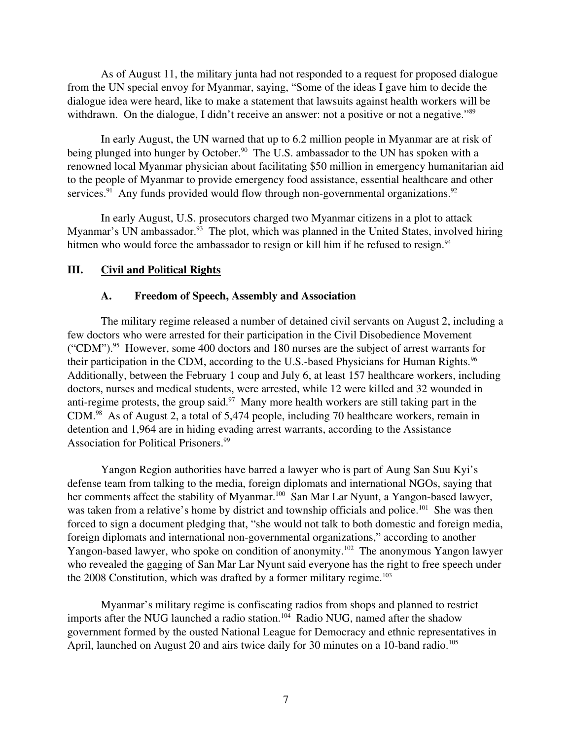As of August 11, the military junta had not responded to a request for proposed dialogue from the UN special envoy for Myanmar, saying, "Some of the ideas I gave him to decide the dialogue idea were heard, like to make a statement that lawsuits against health workers will be withdrawn. On the dialogue, I didn't receive an answer: not a positive or not a negative."[89]

In early August, the UN warned that up to 6.2 million people in Myanmar are at risk of being plunged into hunger by October.[90] The U.S. ambassador to the UN has spoken with a renowned local Myanmar physician about facilitating $50 million in emergency humanitarian aid to the people of Myanmar to provide emergency food assistance, essential healthcare and other services.[91] Any funds provided would flow through non-governmental organizations.[92]

In early August, U.S. prosecutors charged two Myanmar citizens in a plot to attack Myanmar's UN ambassador.[93] The plot, which was planned in the United States, involved hiring hitmen who would force the ambassador to resign or kill him if he refused to resign.[94]

## III. Civil and Political Rights

### A. Freedom of Speech, Assembly and Association

The military regime released a number of detained civil servants on August 2, including a few doctors who were arrested for their participation in the Civil Disobedience Movement ("CDM").[95] However, some 400 doctors and 180 nurses are the subject of arrest warrants for their participation in the CDM, according to the U.S.-based Physicians for Human Rights.[96] Additionally, between the February 1 coup and July 6, at least 157 healthcare workers, including doctors, nurses and medical students, were arrested, while 12 were killed and 32 wounded in anti-regime protests, the group said.[97] Many more health workers are still taking part in the CDM.[98] As of August 2, a total of 5,474 people, including 70 healthcare workers, remain in detention and 1,964 are in hiding evading arrest warrants, according to the Assistance Association for Political Prisoners.[99]

Yangon Region authorities have barred a lawyer who is part of Aung San Suu Kyi's defense team from talking to the media, foreign diplomats and international NGOs, saying that her comments affect the stability of Myanmar.[100] San Mar Lar Nyunt, a Yangon-based lawyer, was taken from a relative's home by district and township officials and police.[101] She was then forced to sign a document pledging that, "she would not talk to both domestic and foreign media, foreign diplomats and international non-governmental organizations," according to another Yangon-based lawyer, who spoke on condition of anonymity.[102] The anonymous Yangon lawyer who revealed the gagging of San Mar Lar Nyunt said everyone has the right to free speech under the 2008 Constitution, which was drafted by a former military regime.[103]

Myanmar's military regime is confiscating radios from shops and planned to restrict imports after the NUG launched a radio station.[104] Radio NUG, named after the shadow government formed by the ousted National League for Democracy and ethnic representatives in April, launched on August 20 and airs twice daily for 30 minutes on a 10-band radio.[105]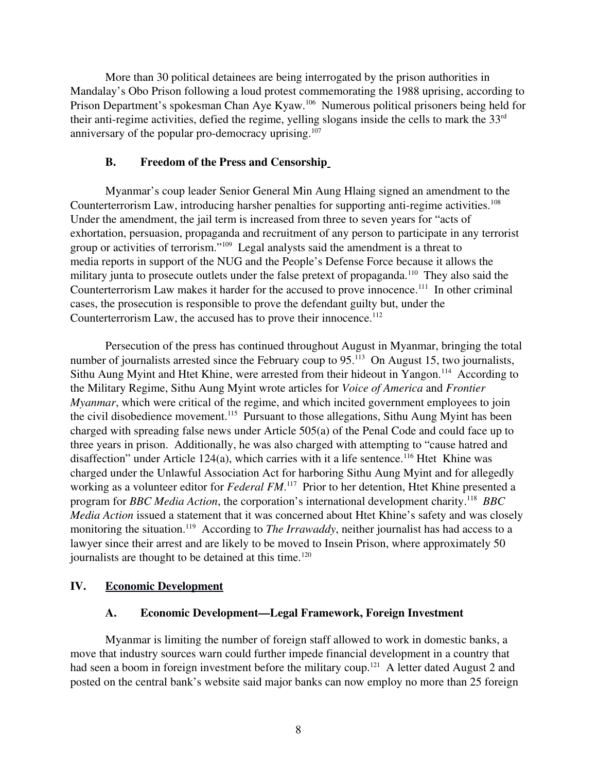More than 30 political detainees are being interrogated by the prison authorities in Mandalay's Obo Prison following a loud protest commemorating the 1988 uprising, according to Prison Department's spokesman Chan Aye Kyaw.[106] Numerous political prisoners being held for their anti-regime activities, defied the regime, yelling slogans inside the cells to mark the 33rd anniversary of the popular pro-democracy uprising.[107]

### B. Freedom of the Press and Censorship

Myanmar's coup leader Senior General Min Aung Hlaing signed an amendment to the Counterterrorism Law, introducing harsher penalties for supporting anti-regime activities.[108] Under the amendment, the jail term is increased from three to seven years for "acts of exhortation, persuasion, propaganda and recruitment of any person to participate in any terrorist group or activities of terrorism."[109] Legal analysts said the amendment is a threat to media reports in support of the NUG and the People's Defense Force because it allows the military junta to prosecute outlets under the false pretext of propaganda.[110] They also said the Counterterrorism Law makes it harder for the accused to prove innocence.[111] In other criminal cases, the prosecution is responsible to prove the defendant guilty but, under the Counterterrorism Law, the accused has to prove their innocence.[112]

Persecution of the press has continued throughout August in Myanmar, bringing the total number of journalists arrested since the February coup to 95.[113] On August 15, two journalists, Sithu Aung Myint and Htet Khine, were arrested from their hideout in Yangon.[114] According to the Military Regime, Sithu Aung Myint wrote articles for *Voice of America* and *Frontier Myanmar*, which were critical of the regime, and which incited government employees to join the civil disobedience movement.[115] Pursuant to those allegations, Sithu Aung Myint has been charged with spreading false news under Article 505(a) of the Penal Code and could face up to three years in prison. Additionally, he was also charged with attempting to "cause hatred and disaffection" under Article 124(a), which carries with it a life sentence.[116] Htet Khine was charged under the Unlawful Association Act for harboring Sithu Aung Myint and for allegedly working as a volunteer editor for *Federal FM*.[117] Prior to her detention, Htet Khine presented a program for *BBC Media Action*, the corporation's international development charity.[118] *BBC Media Action* issued a statement that it was concerned about Htet Khine's safety and was closely monitoring the situation.[119] According to *The Irrawaddy*, neither journalist has had access to a lawyer since their arrest and are likely to be moved to Insein Prison, where approximately 50 journalists are thought to be detained at this time.[120]

## IV. Economic Development

### A. Economic Development—Legal Framework, Foreign Investment

Myanmar is limiting the number of foreign staff allowed to work in domestic banks, a move that industry sources warn could further impede financial development in a country that had seen a boom in foreign investment before the military coup.[121] A letter dated August 2 and posted on the central bank's website said major banks can now employ no more than 25 foreign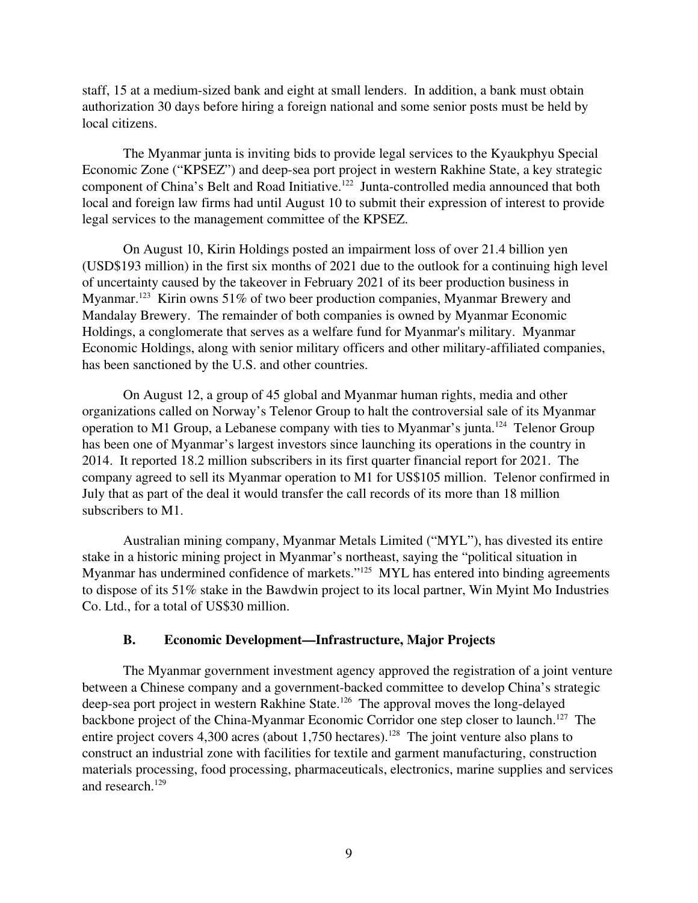staff, 15 at a medium-sized bank and eight at small lenders. In addition, a bank must obtain authorization 30 days before hiring a foreign national and some senior posts must be held by local citizens.

The Myanmar junta is inviting bids to provide legal services to the Kyaukphyu Special Economic Zone ("KPSEZ") and deep-sea port project in western Rakhine State, a key strategic component of China's Belt and Road Initiative.[122] Junta-controlled media announced that both local and foreign law firms had until August 10 to submit their expression of interest to provide legal services to the management committee of the KPSEZ.

On August 10, Kirin Holdings posted an impairment loss of over 21.4 billion yen (USD$193 million) in the first six months of 2021 due to the outlook for a continuing high level of uncertainty caused by the takeover in February 2021 of its beer production business in Myanmar.[123] Kirin owns 51% of two beer production companies, Myanmar Brewery and Mandalay Brewery. The remainder of both companies is owned by Myanmar Economic Holdings, a conglomerate that serves as a welfare fund for Myanmar's military. Myanmar Economic Holdings, along with senior military officers and other military-affiliated companies, has been sanctioned by the U.S. and other countries.

On August 12, a group of 45 global and Myanmar human rights, media and other organizations called on Norway's Telenor Group to halt the controversial sale of its Myanmar operation to M1 Group, a Lebanese company with ties to Myanmar's junta.[124] Telenor Group has been one of Myanmar's largest investors since launching its operations in the country in 2014. It reported 18.2 million subscribers in its first quarter financial report for 2021. The company agreed to sell its Myanmar operation to M1 for US$105 million. Telenor confirmed in July that as part of the deal it would transfer the call records of its more than 18 million subscribers to M1.

Australian mining company, Myanmar Metals Limited ("MYL"), has divested its entire stake in a historic mining project in Myanmar's northeast, saying the "political situation in Myanmar has undermined confidence of markets."[125] MYL has entered into binding agreements to dispose of its 51% stake in the Bawdwin project to its local partner, Win Myint Mo Industries Co. Ltd., for a total of US$30 million.

### B. Economic Development—Infrastructure, Major Projects

The Myanmar government investment agency approved the registration of a joint venture between a Chinese company and a government-backed committee to develop China's strategic deep-sea port project in western Rakhine State.[126] The approval moves the long-delayed backbone project of the China-Myanmar Economic Corridor one step closer to launch.[127] The entire project covers 4,300 acres (about 1,750 hectares).[128] The joint venture also plans to construct an industrial zone with facilities for textile and garment manufacturing, construction materials processing, food processing, pharmaceuticals, electronics, marine supplies and services and research.[129]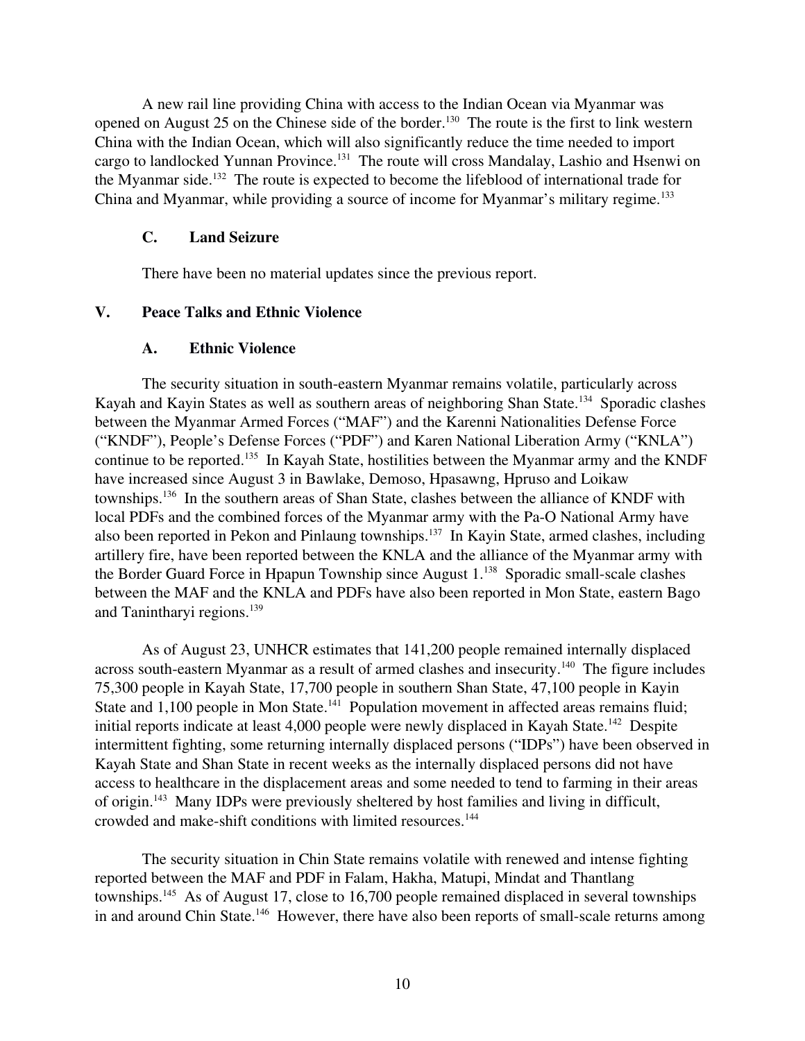A new rail line providing China with access to the Indian Ocean via Myanmar was opened on August 25 on the Chinese side of the border.[130] The route is the first to link western China with the Indian Ocean, which will also significantly reduce the time needed to import cargo to landlocked Yunnan Province.[131] The route will cross Mandalay, Lashio and Hsenwi on the Myanmar side.[132] The route is expected to become the lifeblood of international trade for China and Myanmar, while providing a source of income for Myanmar's military regime.[133]

### C. Land Seizure

There have been no material updates since the previous report.

## V. Peace Talks and Ethnic Violence

### A. Ethnic Violence

The security situation in south-eastern Myanmar remains volatile, particularly across Kayah and Kayin States as well as southern areas of neighboring Shan State.[134] Sporadic clashes between the Myanmar Armed Forces ("MAF") and the Karenni Nationalities Defense Force ("KNDF"), People's Defense Forces ("PDF") and Karen National Liberation Army ("KNLA") continue to be reported.[135] In Kayah State, hostilities between the Myanmar army and the KNDF have increased since August 3 in Bawlake, Demoso, Hpasawng, Hpruso and Loikaw townships.[136] In the southern areas of Shan State, clashes between the alliance of KNDF with local PDFs and the combined forces of the Myanmar army with the Pa-O National Army have also been reported in Pekon and Pinlaung townships.[137] In Kayin State, armed clashes, including artillery fire, have been reported between the KNLA and the alliance of the Myanmar army with the Border Guard Force in Hpapun Township since August 1.[138] Sporadic small-scale clashes between the MAF and the KNLA and PDFs have also been reported in Mon State, eastern Bago and Tanintharyi regions.[139]

As of August 23, UNHCR estimates that 141,200 people remained internally displaced across south-eastern Myanmar as a result of armed clashes and insecurity.[140] The figure includes 75,300 people in Kayah State, 17,700 people in southern Shan State, 47,100 people in Kayin State and 1,100 people in Mon State.[141] Population movement in affected areas remains fluid; initial reports indicate at least 4,000 people were newly displaced in Kayah State.[142] Despite intermittent fighting, some returning internally displaced persons ("IDPs") have been observed in Kayah State and Shan State in recent weeks as the internally displaced persons did not have access to healthcare in the displacement areas and some needed to tend to farming in their areas of origin.[143] Many IDPs were previously sheltered by host families and living in difficult, crowded and make-shift conditions with limited resources.[144]

The security situation in Chin State remains volatile with renewed and intense fighting reported between the MAF and PDF in Falam, Hakha, Matupi, Mindat and Thantlang townships.[145] As of August 17, close to 16,700 people remained displaced in several townships in and around Chin State.[146] However, there have also been reports of small-scale returns among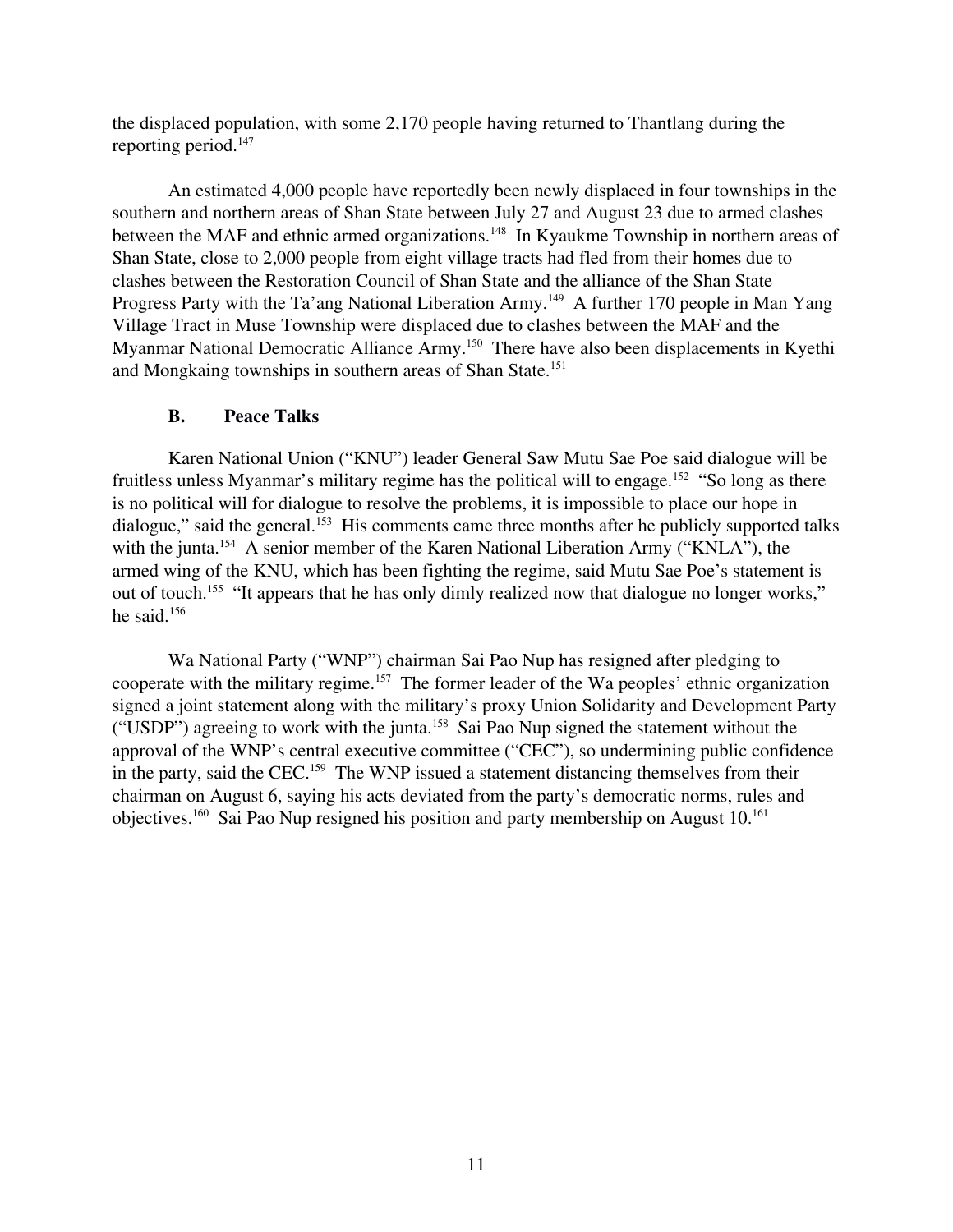the displaced population, with some 2,170 people having returned to Thantlang during the reporting period.[147]

An estimated 4,000 people have reportedly been newly displaced in four townships in the southern and northern areas of Shan State between July 27 and August 23 due to armed clashes between the MAF and ethnic armed organizations.[148] In Kyaukme Township in northern areas of Shan State, close to 2,000 people from eight village tracts had fled from their homes due to clashes between the Restoration Council of Shan State and the alliance of the Shan State Progress Party with the Ta'ang National Liberation Army.[149] A further 170 people in Man Yang Village Tract in Muse Township were displaced due to clashes between the MAF and the Myanmar National Democratic Alliance Army.[150] There have also been displacements in Kyethi and Mongkaing townships in southern areas of Shan State.[151]

### B. Peace Talks

Karen National Union ("KNU") leader General Saw Mutu Sae Poe said dialogue will be fruitless unless Myanmar's military regime has the political will to engage.[152] "So long as there is no political will for dialogue to resolve the problems, it is impossible to place our hope in dialogue," said the general.[153] His comments came three months after he publicly supported talks with the junta.[154] A senior member of the Karen National Liberation Army ("KNLA"), the armed wing of the KNU, which has been fighting the regime, said Mutu Sae Poe's statement is out of touch.[155] "It appears that he has only dimly realized now that dialogue no longer works," he said.[156]

Wa National Party ("WNP") chairman Sai Pao Nup has resigned after pledging to cooperate with the military regime.[157] The former leader of the Wa peoples' ethnic organization signed a joint statement along with the military's proxy Union Solidarity and Development Party ("USDP") agreeing to work with the junta.[158] Sai Pao Nup signed the statement without the approval of the WNP's central executive committee ("CEC"), so undermining public confidence in the party, said the CEC.[159] The WNP issued a statement distancing themselves from their chairman on August 6, saying his acts deviated from the party's democratic norms, rules and objectives.[160] Sai Pao Nup resigned his position and party membership on August 10.[161]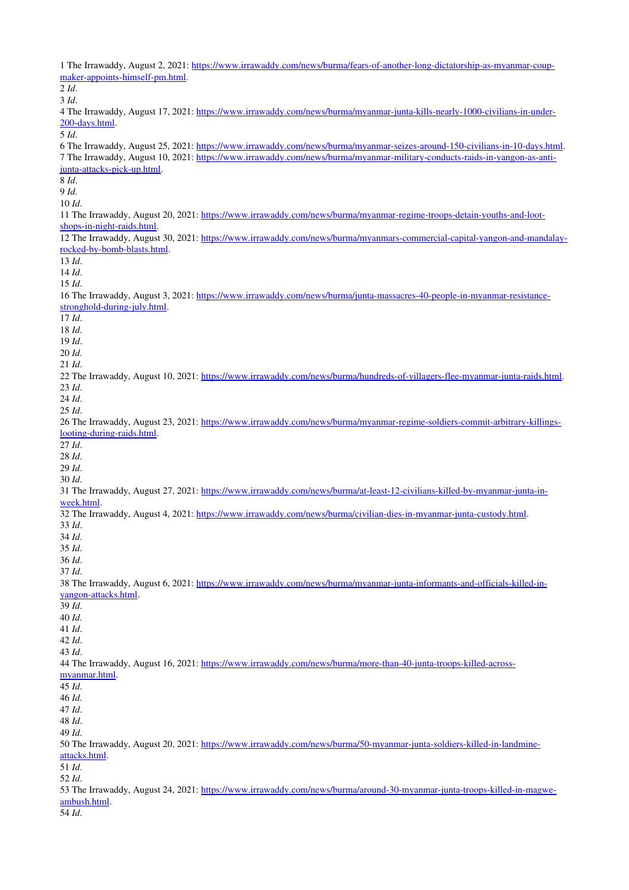1 The Irrawaddy, August 2, 2021: https://www.irrawaddy.com/news/burma/fears-of-another-long-dictatorship-as-myanmar-coup-maker-appoints-himself-pm.html.

2 *Id*.

3 *Id*.

4 The Irrawaddy, August 17, 2021: https://www.irrawaddy.com/news/burma/myanmar-junta-kills-nearly-1000-civilians-in-under-200-days.html.

5 *Id*.

6 The Irrawaddy, August 25, 2021: https://www.irrawaddy.com/news/burma/myanmar-seizes-around-150-civilians-in-10-days.html.

7 The Irrawaddy, August 10, 2021: https://www.irrawaddy.com/news/burma/myanmar-military-conducts-raids-in-yangon-as-anti-junta-attacks-pick-up.html.

8 *Id*.

9 *Id*.

10 *Id*.

11 The Irrawaddy, August 20, 2021: https://www.irrawaddy.com/news/burma/myanmar-regime-troops-detain-youths-and-loot-shops-in-night-raids.html.

12 The Irrawaddy, August 30, 2021: https://www.irrawaddy.com/news/burma/myanmars-commercial-capital-yangon-and-mandalay-rocked-by-bomb-blasts.html.

13 *Id*.

14 *Id*.

15 *Id*.

16 The Irrawaddy, August 3, 2021: https://www.irrawaddy.com/news/burma/junta-massacres-40-people-in-myanmar-resistance-stronghold-during-july.html.

17 *Id*.

18 *Id*.

19 *Id*.

20 *Id*.

21 *Id*.

22 The Irrawaddy, August 10, 2021: https://www.irrawaddy.com/news/burma/hundreds-of-villagers-flee-myanmar-junta-raids.html.

23 *Id*.

24 *Id*.

25 *Id*.

26 The Irrawaddy, August 23, 2021: https://www.irrawaddy.com/news/burma/myanmar-regime-soldiers-commit-arbitrary-killings-looting-during-raids.html.

27 *Id*.

28 *Id*.

29 *Id*.

30 *Id*.

31 The Irrawaddy, August 27, 2021: https://www.irrawaddy.com/news/burma/at-least-12-civilians-killed-by-myanmar-junta-in-week.html.

32 The Irrawaddy, August 4, 2021: https://www.irrawaddy.com/news/burma/civilian-dies-in-myanmar-junta-custody.html.

33 *Id*.

34 *Id*.

35 *Id*.

36 *Id*.

37 *Id*.

38 The Irrawaddy, August 6, 2021: https://www.irrawaddy.com/news/burma/myanmar-junta-informants-and-officials-killed-in-yangon-attacks.html.

39 *Id*.

40 *Id*.

41 *Id*.

42 *Id*.

43 *Id*.

44 The Irrawaddy, August 16, 2021: https://www.irrawaddy.com/news/burma/more-than-40-junta-troops-killed-across-myanmar.html.

45 *Id*.

46 *Id*.

47 *Id*.

48 *Id*.

49 *Id*.

50 The Irrawaddy, August 20, 2021: https://www.irrawaddy.com/news/burma/50-myanmar-junta-soldiers-killed-in-landmine-attacks.html.

51 *Id*.

52 *Id*.

53 The Irrawaddy, August 24, 2021: https://www.irrawaddy.com/news/burma/around-30-myanmar-junta-troops-killed-in-magwe-ambush.html.

54 *Id*.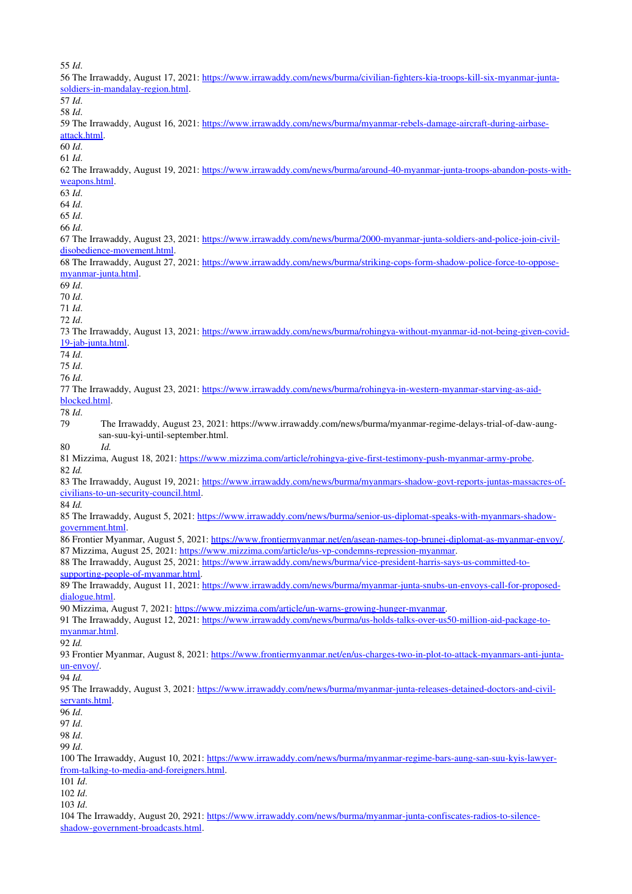55 *Id*.
56 The Irrawaddy, August 17, 2021: https://www.irrawaddy.com/news/burma/civilian-fighters-kia-troops-kill-six-myanmar-junta-soldiers-in-mandalay-region.html.
57 *Id*.
58 *Id*.
59 The Irrawaddy, August 16, 2021: https://www.irrawaddy.com/news/burma/myanmar-rebels-damage-aircraft-during-airbase-attack.html.
60 *Id*.
61 *Id*.
62 The Irrawaddy, August 19, 2021: https://www.irrawaddy.com/news/burma/around-40-myanmar-junta-troops-abandon-posts-with-weapons.html.
63 *Id*.
64 *Id*.
65 *Id*.
66 *Id*.
67 The Irrawaddy, August 23, 2021: https://www.irrawaddy.com/news/burma/2000-myanmar-junta-soldiers-and-police-join-civil-disobedience-movement.html.
68 The Irrawaddy, August 27, 2021: https://www.irrawaddy.com/news/burma/striking-cops-form-shadow-police-force-to-oppose-myanmar-junta.html.
69 *Id*.
70 *Id*.
71 *Id*.
72 *Id*.
73 The Irrawaddy, August 13, 2021: https://www.irrawaddy.com/news/burma/rohingya-without-myanmar-id-not-being-given-covid-19-jab-junta.html.
74 *Id*.
75 *Id*.
76 *Id*.
77 The Irrawaddy, August 23, 2021: https://www.irrawaddy.com/news/burma/rohingya-in-western-myanmar-starving-as-aid-blocked.html.
78 *Id*.
79 The Irrawaddy, August 23, 2021: https://www.irrawaddy.com/news/burma/myanmar-regime-delays-trial-of-daw-aung-san-suu-kyi-until-september.html.
80 *Id.*
81 Mizzima, August 18, 2021: https://www.mizzima.com/article/rohingya-give-first-testimony-push-myanmar-army-probe.
82 *Id.*
83 The Irrawaddy, August 19, 2021: https://www.irrawaddy.com/news/burma/myanmars-shadow-govt-reports-juntas-massacres-of-civilians-to-un-security-council.html.
84 *Id.*
85 The Irrawaddy, August 5, 2021: https://www.irrawaddy.com/news/burma/senior-us-diplomat-speaks-with-myanmars-shadow-government.html.
86 Frontier Myanmar, August 5, 2021: https://www.frontiermyanmar.net/en/asean-names-top-brunei-diplomat-as-myanmar-envoy/.
87 Mizzima, August 25, 2021: https://www.mizzima.com/article/us-vp-condemns-repression-myanmar.
88 The Irrawaddy, August 25, 2021: https://www.irrawaddy.com/news/burma/vice-president-harris-says-us-committed-to-supporting-people-of-myanmar.html.
89 The Irrawaddy, August 11, 2021: https://www.irrawaddy.com/news/burma/myanmar-junta-snubs-un-envoys-call-for-proposed-dialogue.html.
90 Mizzima, August 7, 2021: https://www.mizzima.com/article/un-warns-growing-hunger-myanmar.
91 The Irrawaddy, August 12, 2021: https://www.irrawaddy.com/news/burma/us-holds-talks-over-us50-million-aid-package-to-myanmar.html.
92 *Id.*
93 Frontier Myanmar, August 8, 2021: https://www.frontiermyanmar.net/en/us-charges-two-in-plot-to-attack-myanmars-anti-junta-un-envoy/.
94 *Id.*
95 The Irrawaddy, August 3, 2021: https://www.irrawaddy.com/news/burma/myanmar-junta-releases-detained-doctors-and-civil-servants.html.
96 *Id*.
97 *Id*.
98 *Id*.
99 *Id*.
100 The Irrawaddy, August 10, 2021: https://www.irrawaddy.com/news/burma/myanmar-regime-bars-aung-san-suu-kyis-lawyer-from-talking-to-media-and-foreigners.html.
101 *Id.*
102 *Id.*
103 *Id.*
104 The Irrawaddy, August 20, 2921: https://www.irrawaddy.com/news/burma/myanmar-junta-confiscates-radios-to-silence-shadow-government-broadcasts.html.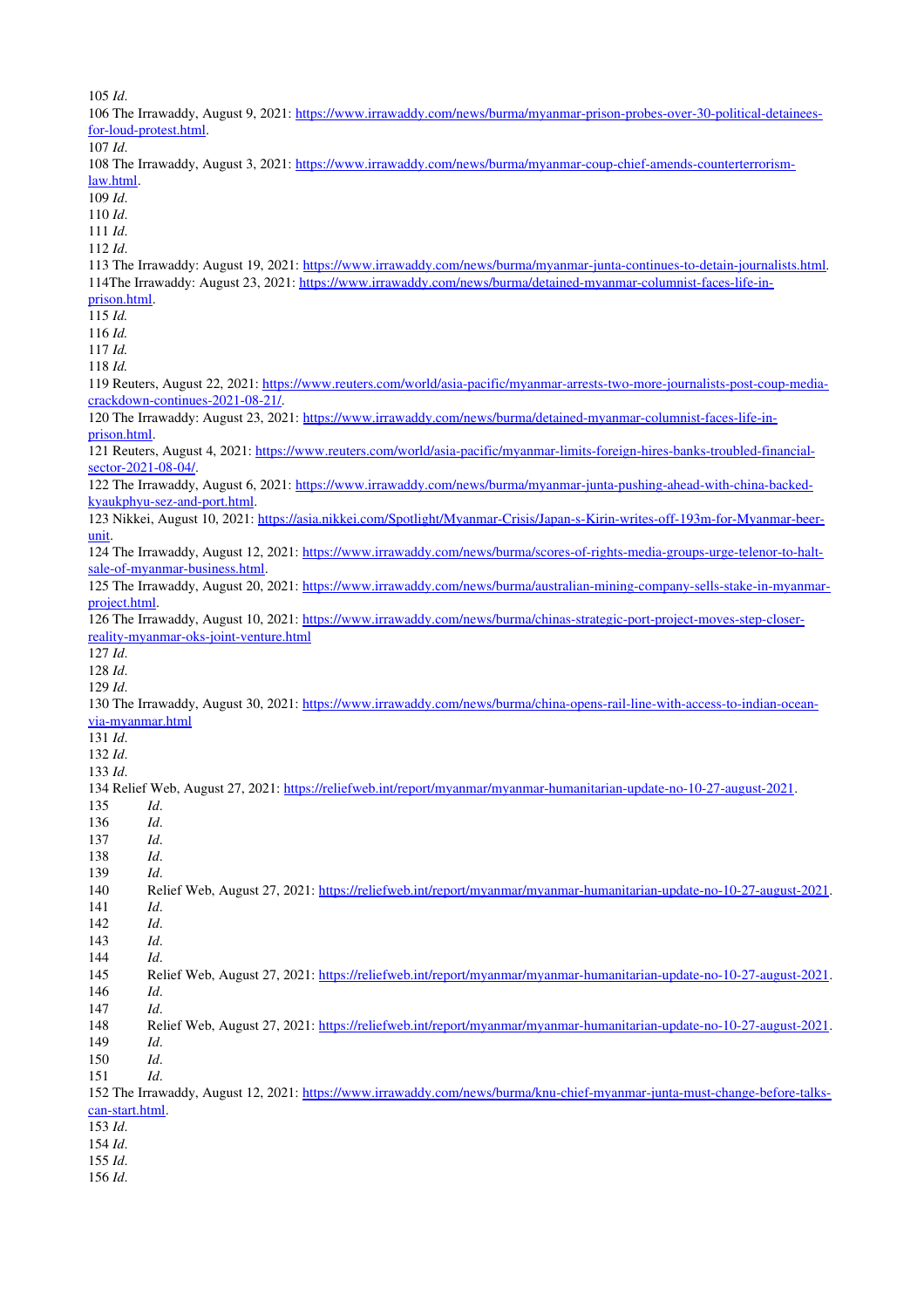105 *Id*.
106 The Irrawaddy, August 9, 2021: https://www.irrawaddy.com/news/burma/myanmar-prison-probes-over-30-political-detainees-for-loud-protest.html.
107 *Id*.
108 The Irrawaddy, August 3, 2021: https://www.irrawaddy.com/news/burma/myanmar-coup-chief-amends-counterterrorism-law.html.
109 *Id*.
110 *Id*.
111 *Id*.
112 *Id*.
113 The Irrawaddy: August 19, 2021: https://www.irrawaddy.com/news/burma/myanmar-junta-continues-to-detain-journalists.html.
114The Irrawaddy: August 23, 2021: https://www.irrawaddy.com/news/burma/detained-myanmar-columnist-faces-life-in-prison.html.
115 *Id.*
116 *Id.*
117 *Id.*
118 *Id.*
119 Reuters, August 22, 2021: https://www.reuters.com/world/asia-pacific/myanmar-arrests-two-more-journalists-post-coup-media-crackdown-continues-2021-08-21/.
120 The Irrawaddy: August 23, 2021: https://www.irrawaddy.com/news/burma/detained-myanmar-columnist-faces-life-in-prison.html.
121 Reuters, August 4, 2021: https://www.reuters.com/world/asia-pacific/myanmar-limits-foreign-hires-banks-troubled-financial-sector-2021-08-04/.
122 The Irrawaddy, August 6, 2021: https://www.irrawaddy.com/news/burma/myanmar-junta-pushing-ahead-with-china-backed-kyaukphyu-sez-and-port.html.
123 Nikkei, August 10, 2021: https://asia.nikkei.com/Spotlight/Myanmar-Crisis/Japan-s-Kirin-writes-off-193m-for-Myanmar-beer-unit.
124 The Irrawaddy, August 12, 2021: https://www.irrawaddy.com/news/burma/scores-of-rights-media-groups-urge-telenor-to-halt-sale-of-myanmar-business.html.
125 The Irrawaddy, August 20, 2021: https://www.irrawaddy.com/news/burma/australian-mining-company-sells-stake-in-myanmar-project.html.
126 The Irrawaddy, August 10, 2021: https://www.irrawaddy.com/news/burma/chinas-strategic-port-project-moves-step-closer-reality-myanmar-oks-joint-venture.html
127 *Id*.
128 *Id*.
129 *Id*.
130 The Irrawaddy, August 30, 2021: https://www.irrawaddy.com/news/burma/china-opens-rail-line-with-access-to-indian-ocean-via-myanmar.html
131 *Id*.
132 *Id*.
133 *Id*.
134 Relief Web, August 27, 2021: https://reliefweb.int/report/myanmar/myanmar-humanitarian-update-no-10-27-august-2021.
135 *Id*.
136 *Id*.
137 *Id*.
138 *Id*.
139 *Id*.
140 Relief Web, August 27, 2021: https://reliefweb.int/report/myanmar/myanmar-humanitarian-update-no-10-27-august-2021.
141 *Id*.
142 *Id*.
143 *Id*.
144 *Id*.
145 Relief Web, August 27, 2021: https://reliefweb.int/report/myanmar/myanmar-humanitarian-update-no-10-27-august-2021.
146 *Id*.
147 *Id*.
148 Relief Web, August 27, 2021: https://reliefweb.int/report/myanmar/myanmar-humanitarian-update-no-10-27-august-2021.
149 *Id*.
150 *Id*.
151 *Id*.
152 The Irrawaddy, August 12, 2021: https://www.irrawaddy.com/news/burma/knu-chief-myanmar-junta-must-change-before-talks-can-start.html.
153 *Id*.
154 *Id*.
155 *Id*.
156 *Id*.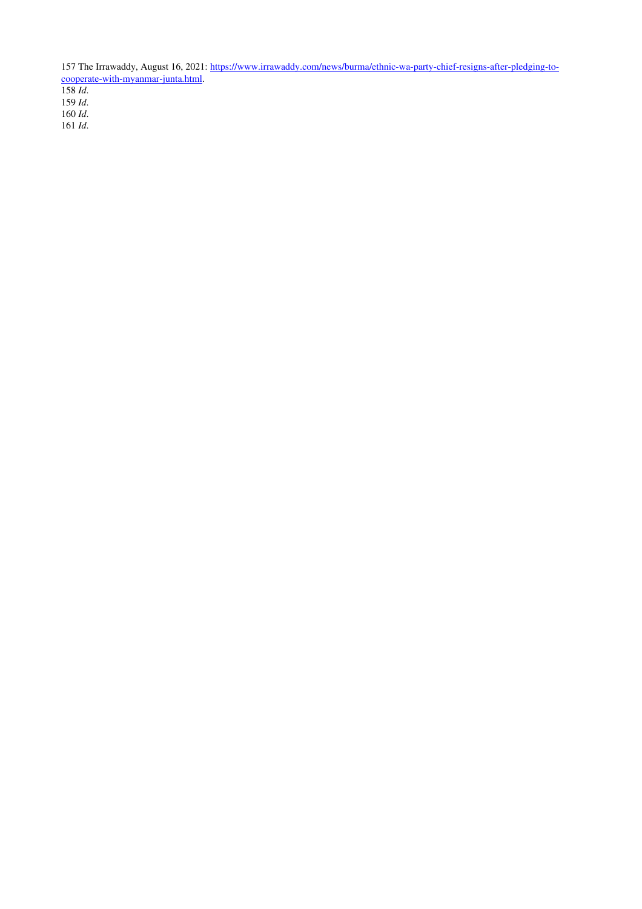157 The Irrawaddy, August 16, 2021: [https://www.irrawaddy.com/news/burma/ethnic-wa-party-chief-resigns-after-pledging-to-cooperate-with-myanmar-junta.html](https://www.irrawaddy.com/news/burma/ethnic-wa-party-chief-resigns-after-pledging-to-cooperate-with-myanmar-junta.html).

158 *Id*.

159 *Id*.

160 *Id*.

161 *Id*.